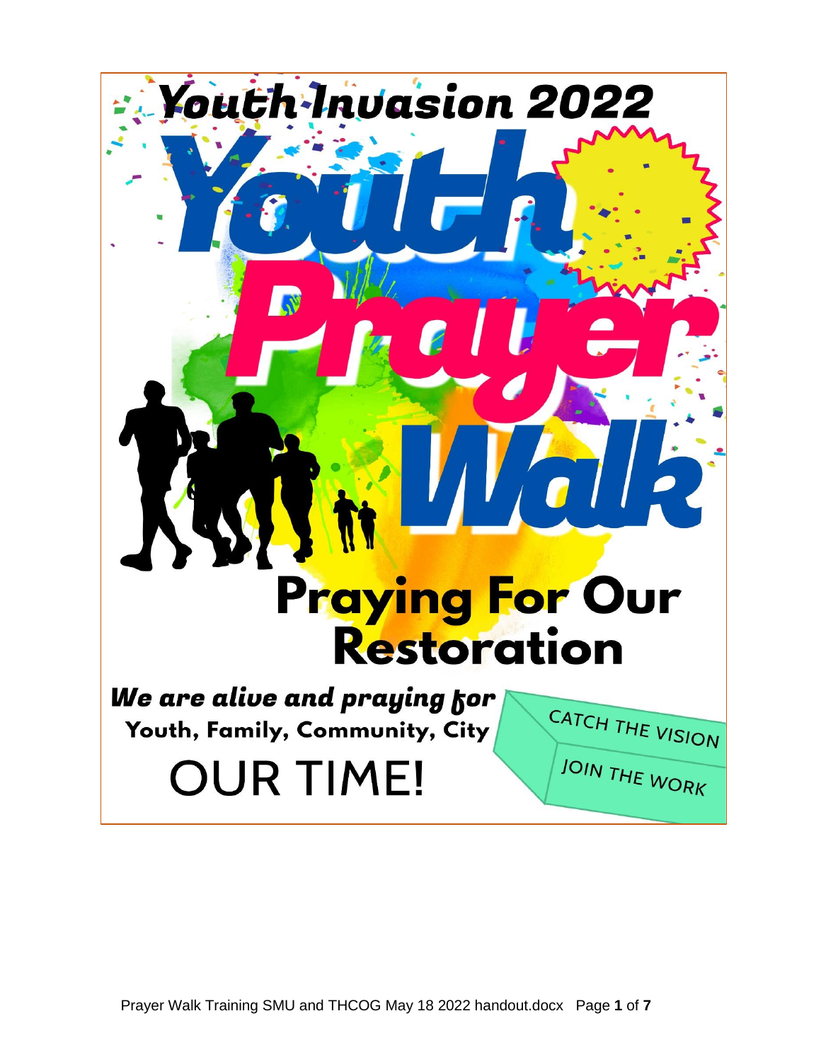# Youth Invasion 2022

# Youth Prayer Walk

## Praying For Our Restoration

***We are alive and praying for***

**Youth, Family, Community, City**

OUR TIME!

CATCH THE VISION

JOIN THE WORK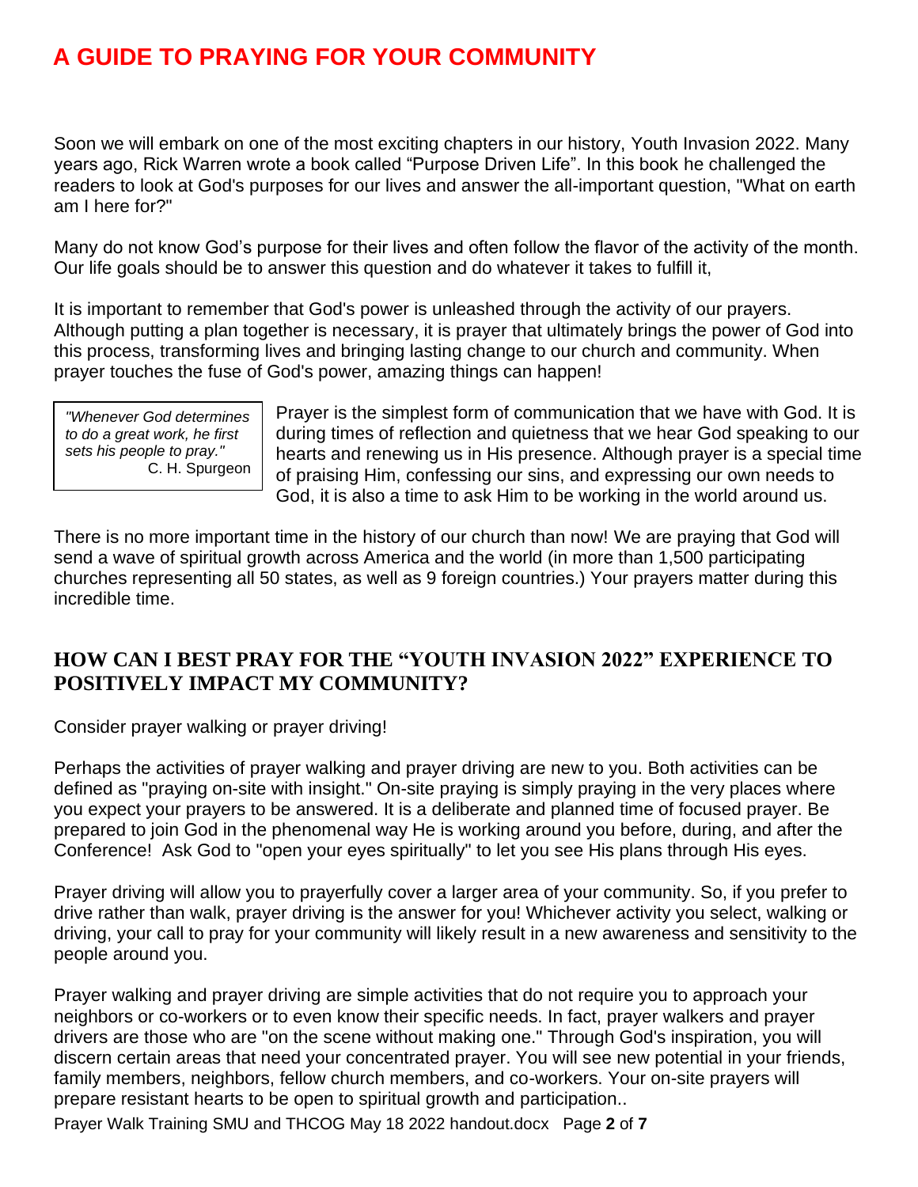# A GUIDE TO PRAYING FOR YOUR COMMUNITY

Soon we will embark on one of the most exciting chapters in our history, Youth Invasion 2022. Many years ago, Rick Warren wrote a book called "Purpose Driven Life". In this book he challenged the readers to look at God's purposes for our lives and answer the all-important question, "What on earth am I here for?"

Many do not know God's purpose for their lives and often follow the flavor of the activity of the month. Our life goals should be to answer this question and do whatever it takes to fulfill it,

It is important to remember that God's power is unleashed through the activity of our prayers. Although putting a plan together is necessary, it is prayer that ultimately brings the power of God into this process, transforming lives and bringing lasting change to our church and community. When prayer touches the fuse of God's power, amazing things can happen!

> *"Whenever God determines to do a great work, he first sets his people to pray."*
> C. H. Spurgeon

Prayer is the simplest form of communication that we have with God. It is during times of reflection and quietness that we hear God speaking to our hearts and renewing us in His presence. Although prayer is a special time of praising Him, confessing our sins, and expressing our own needs to God, it is also a time to ask Him to be working in the world around us.

There is no more important time in the history of our church than now! We are praying that God will send a wave of spiritual growth across America and the world (in more than 1,500 participating churches representing all 50 states, as well as 9 foreign countries.) Your prayers matter during this incredible time.

## HOW CAN I BEST PRAY FOR THE "YOUTH INVASION 2022" EXPERIENCE TO POSITIVELY IMPACT MY COMMUNITY?

Consider prayer walking or prayer driving!

Perhaps the activities of prayer walking and prayer driving are new to you. Both activities can be defined as "praying on-site with insight." On-site praying is simply praying in the very places where you expect your prayers to be answered. It is a deliberate and planned time of focused prayer. Be prepared to join God in the phenomenal way He is working around you before, during, and after the Conference! Ask God to "open your eyes spiritually" to let you see His plans through His eyes.

Prayer driving will allow you to prayerfully cover a larger area of your community. So, if you prefer to drive rather than walk, prayer driving is the answer for you! Whichever activity you select, walking or driving, your call to pray for your community will likely result in a new awareness and sensitivity to the people around you.

Prayer walking and prayer driving are simple activities that do not require you to approach your neighbors or co-workers or to even know their specific needs. In fact, prayer walkers and prayer drivers are those who are "on the scene without making one." Through God's inspiration, you will discern certain areas that need your concentrated prayer. You will see new potential in your friends, family members, neighbors, fellow church members, and co-workers. Your on-site prayers will prepare resistant hearts to be open to spiritual growth and participation..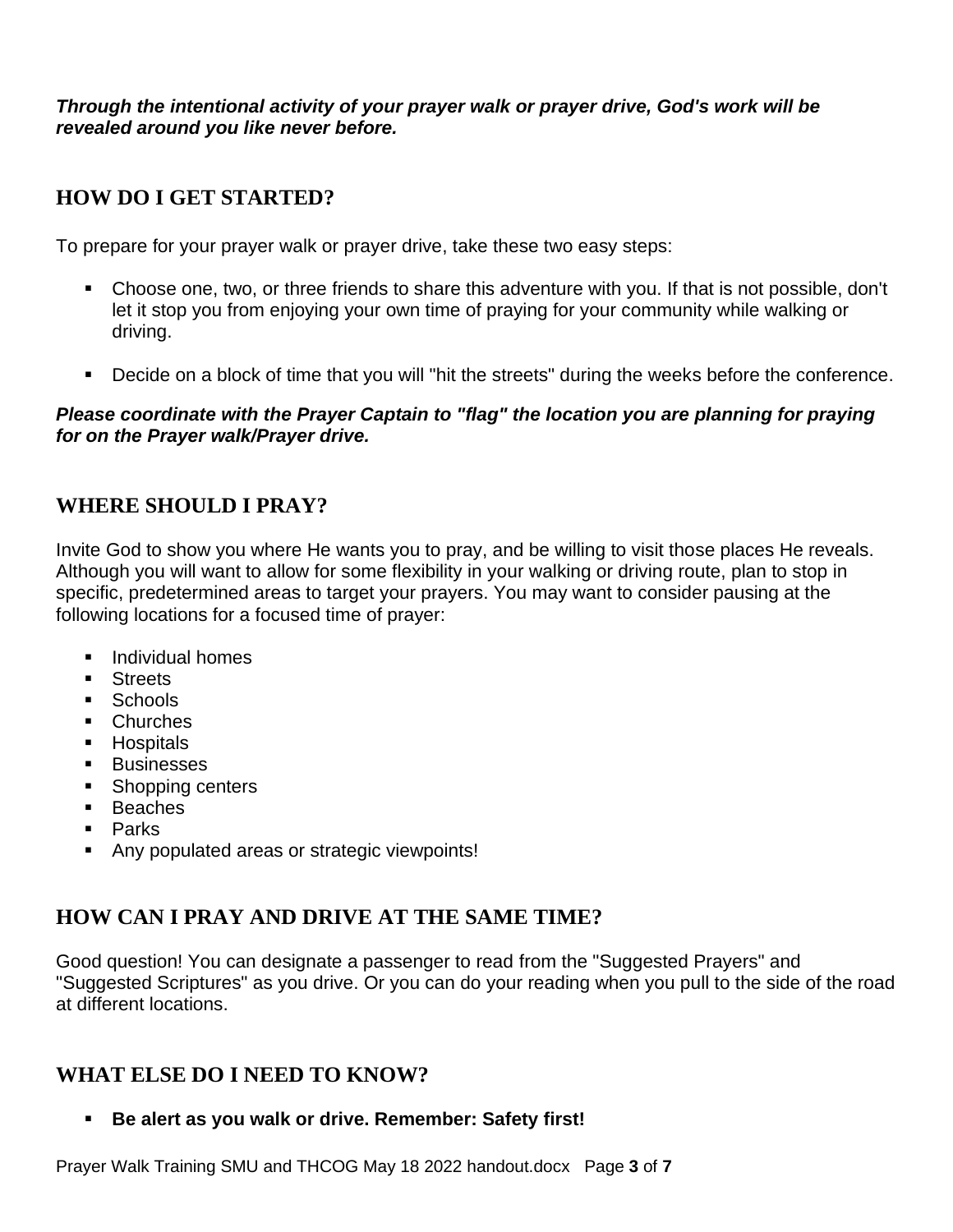***Through the intentional activity of your prayer walk or prayer drive, God's work will be revealed around you like never before.***

## HOW DO I GET STARTED?

To prepare for your prayer walk or prayer drive, take these two easy steps:

- Choose one, two, or three friends to share this adventure with you. If that is not possible, don't let it stop you from enjoying your own time of praying for your community while walking or driving.
- Decide on a block of time that you will "hit the streets" during the weeks before the conference.

***Please coordinate with the Prayer Captain to "flag" the location you are planning for praying for on the Prayer walk/Prayer drive.***

## WHERE SHOULD I PRAY?

Invite God to show you where He wants you to pray, and be willing to visit those places He reveals. Although you will want to allow for some flexibility in your walking or driving route, plan to stop in specific, predetermined areas to target your prayers. You may want to consider pausing at the following locations for a focused time of prayer:

- Individual homes
- Streets
- Schools
- Churches
- Hospitals
- Businesses
- Shopping centers
- Beaches
- Parks
- Any populated areas or strategic viewpoints!

## HOW CAN I PRAY AND DRIVE AT THE SAME TIME?

Good question! You can designate a passenger to read from the "Suggested Prayers" and "Suggested Scriptures" as you drive. Or you can do your reading when you pull to the side of the road at different locations.

## WHAT ELSE DO I NEED TO KNOW?

- **Be alert as you walk or drive. Remember: Safety first!**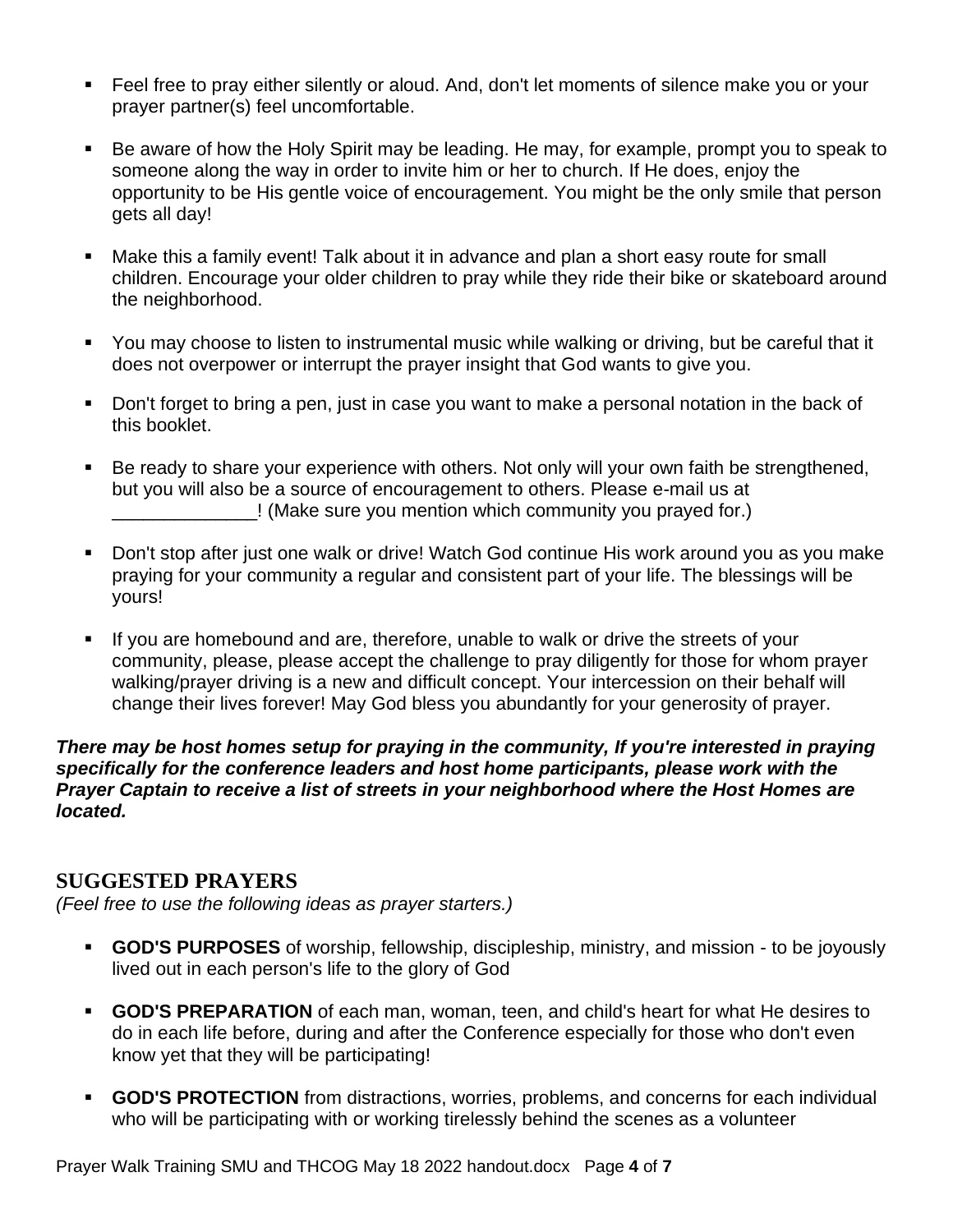- Feel free to pray either silently or aloud. And, don't let moments of silence make you or your prayer partner(s) feel uncomfortable.
- Be aware of how the Holy Spirit may be leading. He may, for example, prompt you to speak to someone along the way in order to invite him or her to church. If He does, enjoy the opportunity to be His gentle voice of encouragement. You might be the only smile that person gets all day!
- Make this a family event! Talk about it in advance and plan a short easy route for small children. Encourage your older children to pray while they ride their bike or skateboard around the neighborhood.
- You may choose to listen to instrumental music while walking or driving, but be careful that it does not overpower or interrupt the prayer insight that God wants to give you.
- Don't forget to bring a pen, just in case you want to make a personal notation in the back of this booklet.
- Be ready to share your experience with others. Not only will your own faith be strengthened, but you will also be a source of encouragement to others. Please e-mail us at ______________! (Make sure you mention which community you prayed for.)
- Don't stop after just one walk or drive! Watch God continue His work around you as you make praying for your community a regular and consistent part of your life. The blessings will be yours!
- If you are homebound and are, therefore, unable to walk or drive the streets of your community, please, please accept the challenge to pray diligently for those for whom prayer walking/prayer driving is a new and difficult concept. Your intercession on their behalf will change their lives forever! May God bless you abundantly for your generosity of prayer.

***There may be host homes setup for praying in the community, If you're interested in praying specifically for the conference leaders and host home participants, please work with the Prayer Captain to receive a list of streets in your neighborhood where the Host Homes are located.***

## SUGGESTED PRAYERS

*(Feel free to use the following ideas as prayer starters.)*

- **GOD'S PURPOSES** of worship, fellowship, discipleship, ministry, and mission - to be joyously lived out in each person's life to the glory of God
- **GOD'S PREPARATION** of each man, woman, teen, and child's heart for what He desires to do in each life before, during and after the Conference especially for those who don't even know yet that they will be participating!
- **GOD'S PROTECTION** from distractions, worries, problems, and concerns for each individual who will be participating with or working tirelessly behind the scenes as a volunteer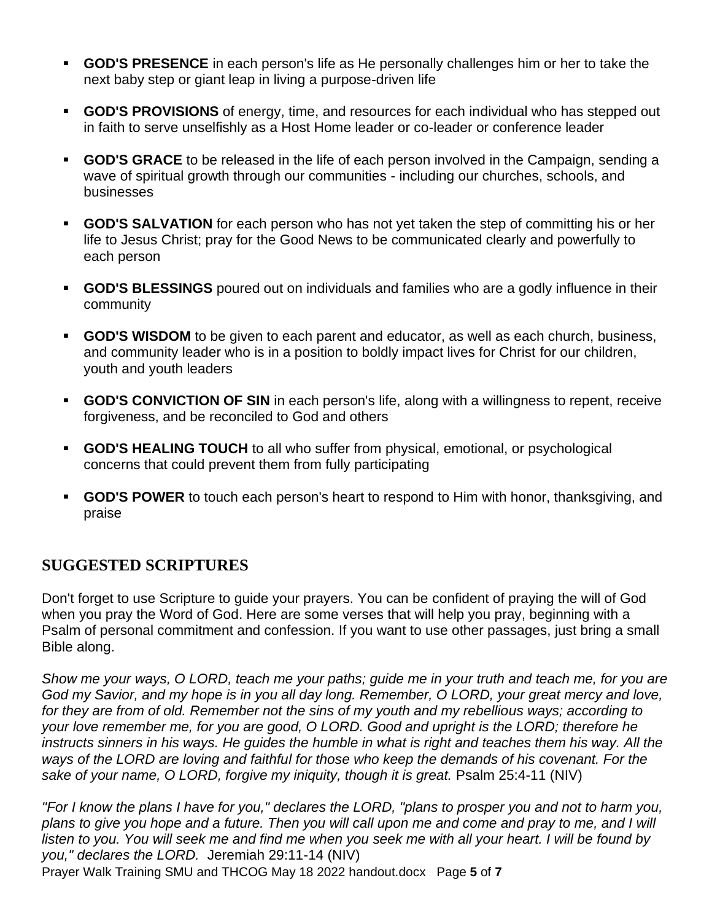- **GOD'S PRESENCE** in each person's life as He personally challenges him or her to take the next baby step or giant leap in living a purpose-driven life
- **GOD'S PROVISIONS** of energy, time, and resources for each individual who has stepped out in faith to serve unselfishly as a Host Home leader or co-leader or conference leader
- **GOD'S GRACE** to be released in the life of each person involved in the Campaign, sending a wave of spiritual growth through our communities - including our churches, schools, and businesses
- **GOD'S SALVATION** for each person who has not yet taken the step of committing his or her life to Jesus Christ; pray for the Good News to be communicated clearly and powerfully to each person
- **GOD'S BLESSINGS** poured out on individuals and families who are a godly influence in their community
- **GOD'S WISDOM** to be given to each parent and educator, as well as each church, business, and community leader who is in a position to boldly impact lives for Christ for our children, youth and youth leaders
- **GOD'S CONVICTION OF SIN** in each person's life, along with a willingness to repent, receive forgiveness, and be reconciled to God and others
- **GOD'S HEALING TOUCH** to all who suffer from physical, emotional, or psychological concerns that could prevent them from fully participating
- **GOD'S POWER** to touch each person's heart to respond to Him with honor, thanksgiving, and praise

## SUGGESTED SCRIPTURES

Don't forget to use Scripture to guide your prayers. You can be confident of praying the will of God when you pray the Word of God. Here are some verses that will help you pray, beginning with a Psalm of personal commitment and confession. If you want to use other passages, just bring a small Bible along.

*Show me your ways, O LORD, teach me your paths; guide me in your truth and teach me, for you are God my Savior, and my hope is in you all day long. Remember, O LORD, your great mercy and love, for they are from of old. Remember not the sins of my youth and my rebellious ways; according to your love remember me, for you are good, O LORD. Good and upright is the LORD; therefore he instructs sinners in his ways. He guides the humble in what is right and teaches them his way. All the ways of the LORD are loving and faithful for those who keep the demands of his covenant. For the sake of your name, O LORD, forgive my iniquity, though it is great.* Psalm 25:4-11 (NIV)

*"For I know the plans I have for you," declares the LORD, "plans to prosper you and not to harm you, plans to give you hope and a future. Then you will call upon me and come and pray to me, and I will listen to you. You will seek me and find me when you seek me with all your heart. I will be found by you," declares the LORD.* Jeremiah 29:11-14 (NIV)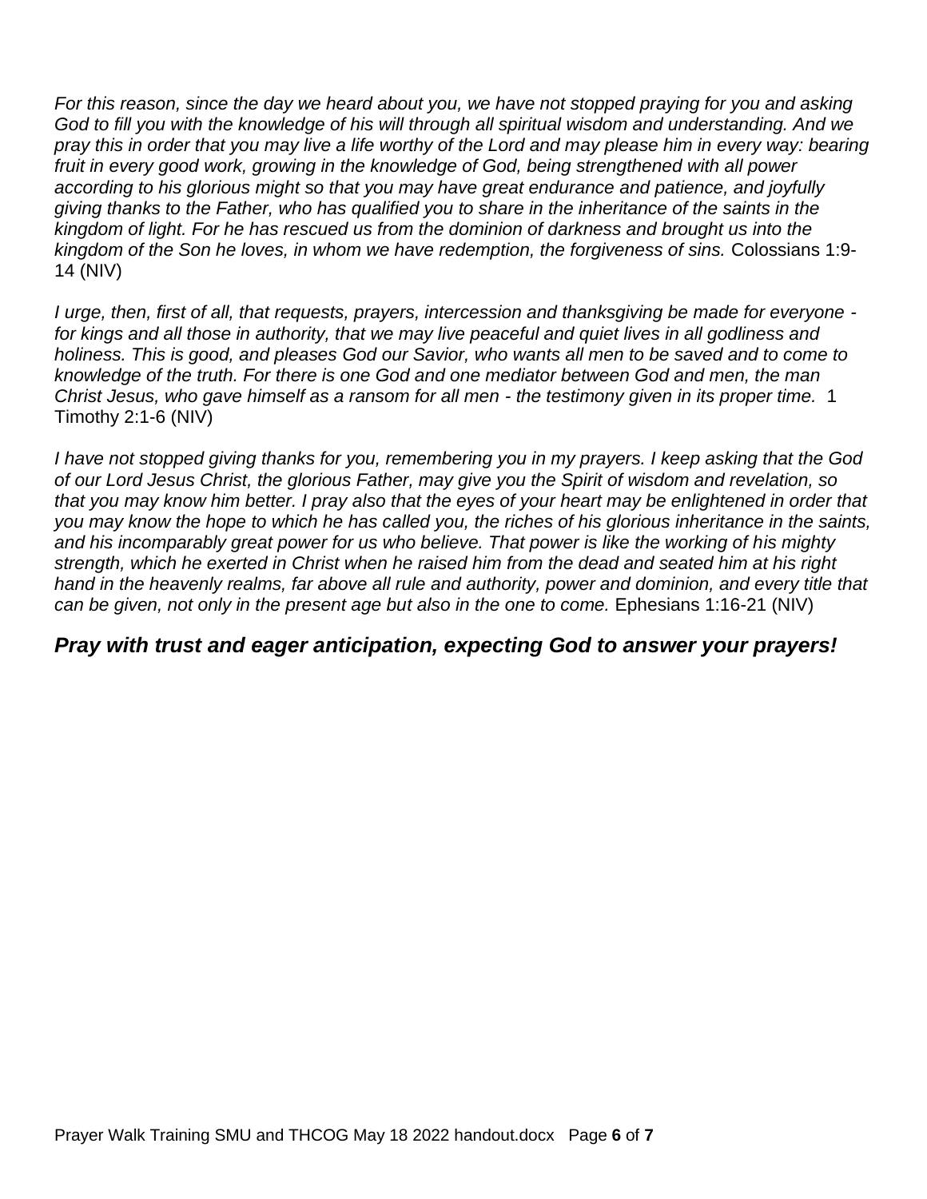*For this reason, since the day we heard about you, we have not stopped praying for you and asking God to fill you with the knowledge of his will through all spiritual wisdom and understanding. And we pray this in order that you may live a life worthy of the Lord and may please him in every way: bearing fruit in every good work, growing in the knowledge of God, being strengthened with all power according to his glorious might so that you may have great endurance and patience, and joyfully giving thanks to the Father, who has qualified you to share in the inheritance of the saints in the kingdom of light. For he has rescued us from the dominion of darkness and brought us into the kingdom of the Son he loves, in whom we have redemption, the forgiveness of sins.* Colossians 1:9-14 (NIV)

*I urge, then, first of all, that requests, prayers, intercession and thanksgiving be made for everyone - for kings and all those in authority, that we may live peaceful and quiet lives in all godliness and holiness. This is good, and pleases God our Savior, who wants all men to be saved and to come to knowledge of the truth. For there is one God and one mediator between God and men, the man Christ Jesus, who gave himself as a ransom for all men - the testimony given in its proper time.* 1 Timothy 2:1-6 (NIV)

*I have not stopped giving thanks for you, remembering you in my prayers. I keep asking that the God of our Lord Jesus Christ, the glorious Father, may give you the Spirit of wisdom and revelation, so that you may know him better. I pray also that the eyes of your heart may be enlightened in order that you may know the hope to which he has called you, the riches of his glorious inheritance in the saints, and his incomparably great power for us who believe. That power is like the working of his mighty strength, which he exerted in Christ when he raised him from the dead and seated him at his right hand in the heavenly realms, far above all rule and authority, power and dominion, and every title that can be given, not only in the present age but also in the one to come.* Ephesians 1:16-21 (NIV)

***Pray with trust and eager anticipation, expecting God to answer your prayers!***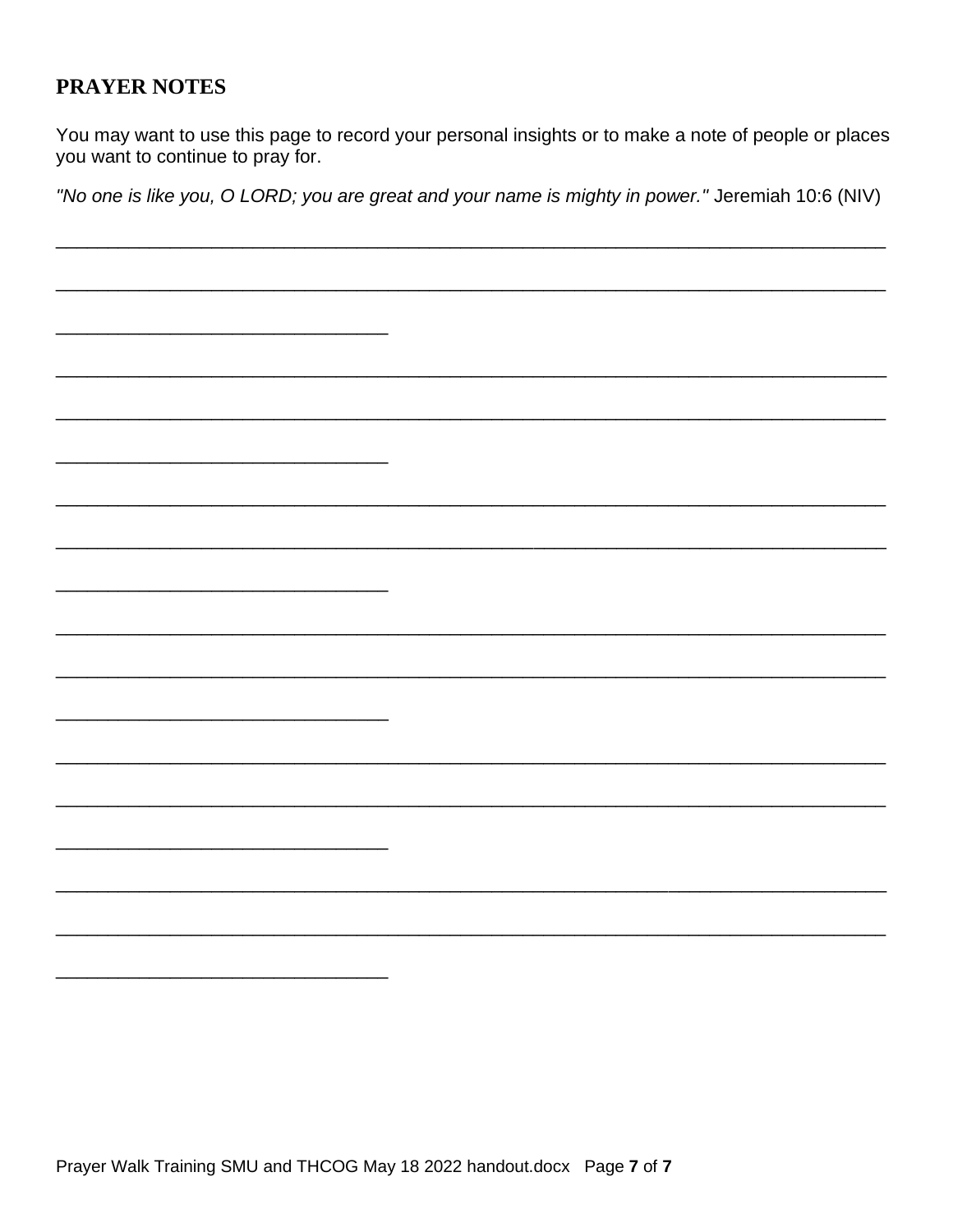## PRAYER NOTES

You may want to use this page to record your personal insights or to make a note of people or places you want to continue to pray for.

*"No one is like you, O LORD; you are great and your name is mighty in power."* Jeremiah 10:6 (NIV)

______________________________________________________________________________

______________________________________________________________________________

_______________________________

______________________________________________________________________________

______________________________________________________________________________

_______________________________

______________________________________________________________________________

______________________________________________________________________________

_______________________________

______________________________________________________________________________

______________________________________________________________________________

_______________________________

______________________________________________________________________________

______________________________________________________________________________

_______________________________

______________________________________________________________________________

______________________________________________________________________________

_______________________________